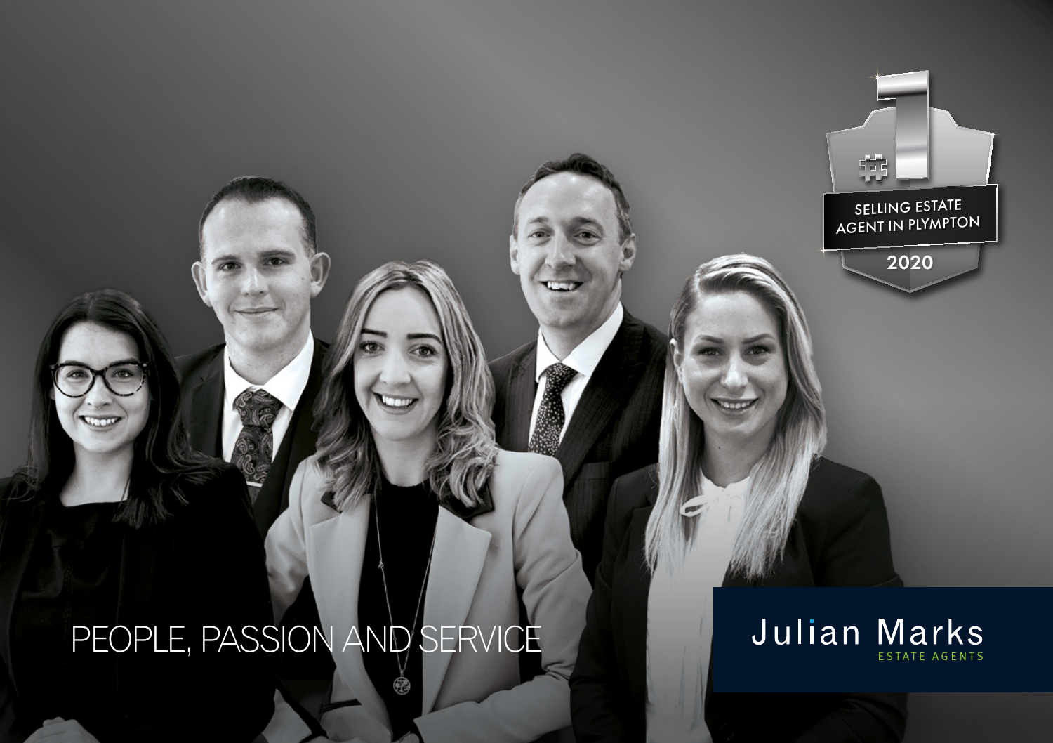#1 SELLING ESTATE AGENT IN PLYMPTON 2020

# PEOPLE, PASSION AND SERVICE

Julian Marks
ESTATE AGENTS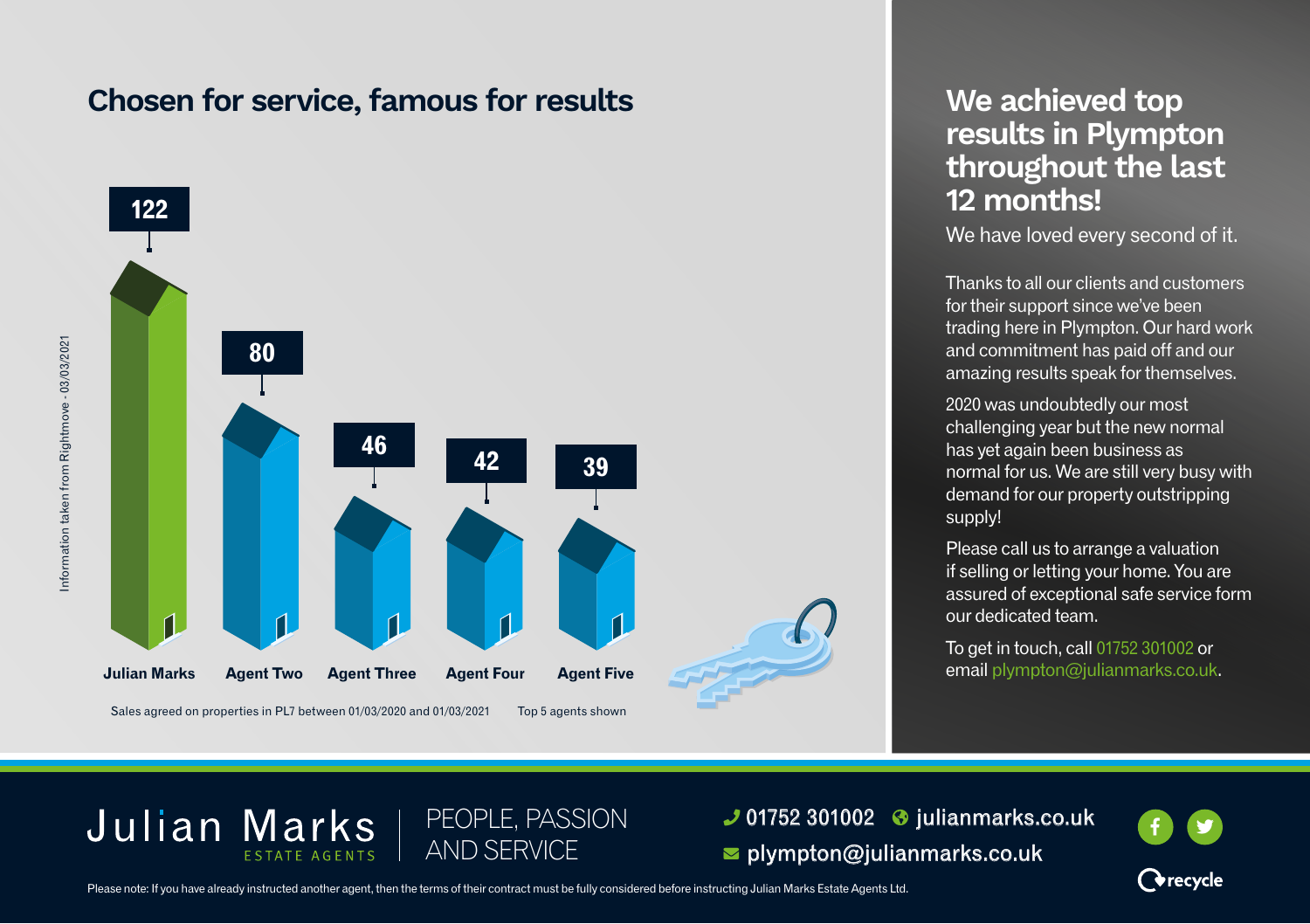## Chosen for service, famous for results

Information taken from Rightmove - 03/03/2021

122
80
46
42
39

Julian Marks
Agent Two
Agent Three
Agent Four
Agent Five

Sales agreed on properties in PL7 between 01/03/2020 and 01/03/2021    Top 5 agents shown

## We achieved top results in Plympton throughout the last 12 months!

We have loved every second of it.

Thanks to all our clients and customers for their support since we've been trading here in Plympton. Our hard work and commitment has paid off and our amazing results speak for themselves.

2020 was undoubtedly our most challenging year but the new normal has yet again been business as normal for us. We are still very busy with demand for our property outstripping supply!

Please call us to arrange a valuation if selling or letting your home. You are assured of exceptional safe service form our dedicated team.

To get in touch, call 01752 301002 or email plympton@julianmarks.co.uk.

Julian Marks ESTATE AGENTS | PEOPLE, PASSION AND SERVICE

01752 301002   julianmarks.co.uk

plympton@julianmarks.co.uk

recycle

Please note: If you have already instructed another agent, then the terms of their contract must be fully considered before instructing Julian Marks Estate Agents Ltd.